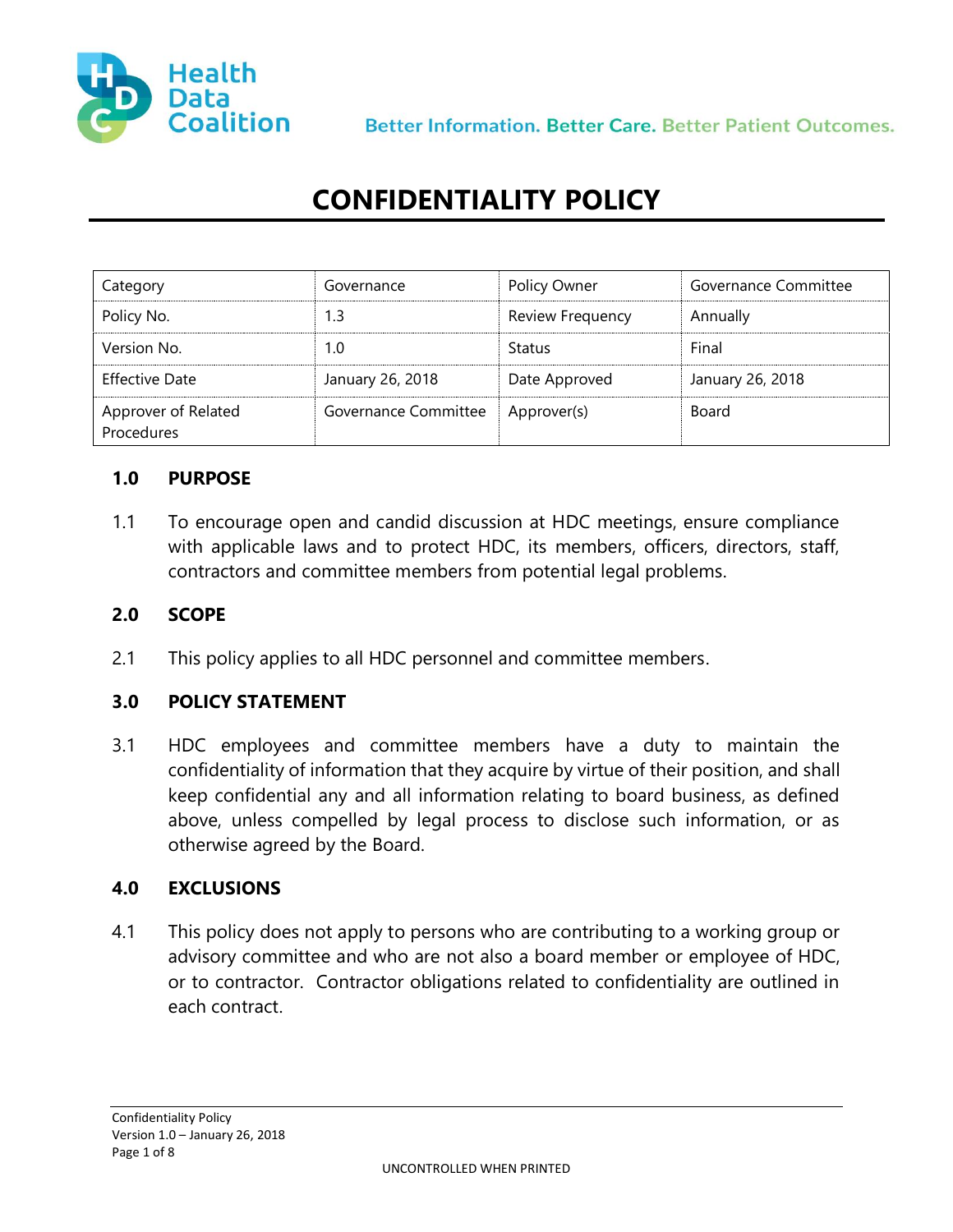Health Data Coalition

Better Information. Better Care. Better Patient Outcomes.

# CONFIDENTIALITY POLICY

| Category | Governance | Policy Owner | Governance Committee |
|---|---|---|---|
| Policy No. | 1.3 | Review Frequency | Annually |
| Version No. | 1.0 | Status | Final |
| Effective Date | January 26, 2018 | Date Approved | January 26, 2018 |
| Approver of Related Procedures | Governance Committee | Approver(s) | Board |

## 1.0 PURPOSE

1.1 To encourage open and candid discussion at HDC meetings, ensure compliance with applicable laws and to protect HDC, its members, officers, directors, staff, contractors and committee members from potential legal problems.

## 2.0 SCOPE

2.1 This policy applies to all HDC personnel and committee members.

## 3.0 POLICY STATEMENT

3.1 HDC employees and committee members have a duty to maintain the confidentiality of information that they acquire by virtue of their position, and shall keep confidential any and all information relating to board business, as defined above, unless compelled by legal process to disclose such information, or as otherwise agreed by the Board.

## 4.0 EXCLUSIONS

4.1 This policy does not apply to persons who are contributing to a working group or advisory committee and who are not also a board member or employee of HDC, or to contractor. Contractor obligations related to confidentiality are outlined in each contract.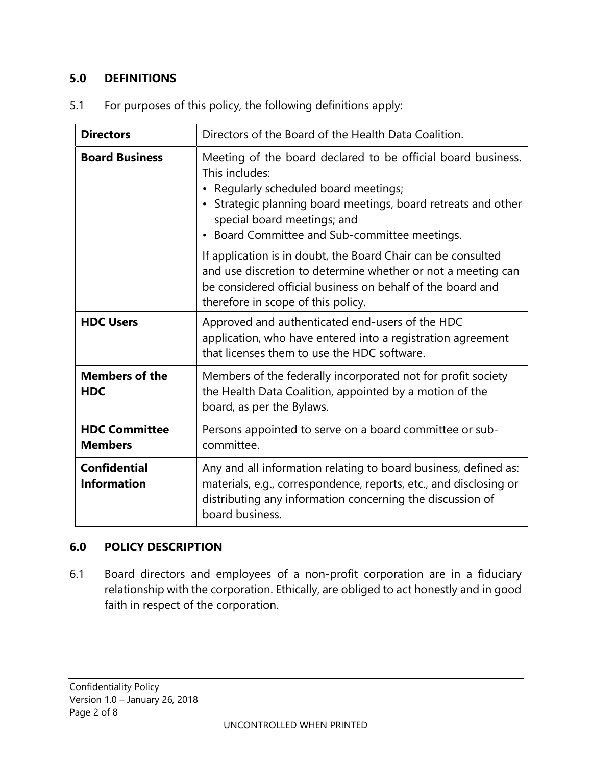## 5.0 DEFINITIONS

5.1 For purposes of this policy, the following definitions apply:

| | |
|---|---|
| **Directors** | Directors of the Board of the Health Data Coalition. |
| **Board Business** | Meeting of the board declared to be official board business. This includes:<br>• Regularly scheduled board meetings;<br>• Strategic planning board meetings, board retreats and other special board meetings; and<br>• Board Committee and Sub-committee meetings.<br><br>If application is in doubt, the Board Chair can be consulted and use discretion to determine whether or not a meeting can be considered official business on behalf of the board and therefore in scope of this policy. |
| **HDC Users** | Approved and authenticated end-users of the HDC application, who have entered into a registration agreement that licenses them to use the HDC software. |
| **Members of the HDC** | Members of the federally incorporated not for profit society the Health Data Coalition, appointed by a motion of the board, as per the Bylaws. |
| **HDC Committee Members** | Persons appointed to serve on a board committee or sub-committee. |
| **Confidential Information** | Any and all information relating to board business, defined as: materials, e.g., correspondence, reports, etc., and disclosing or distributing any information concerning the discussion of board business. |

## 6.0 POLICY DESCRIPTION

6.1 Board directors and employees of a non-profit corporation are in a fiduciary relationship with the corporation. Ethically, are obliged to act honestly and in good faith in respect of the corporation.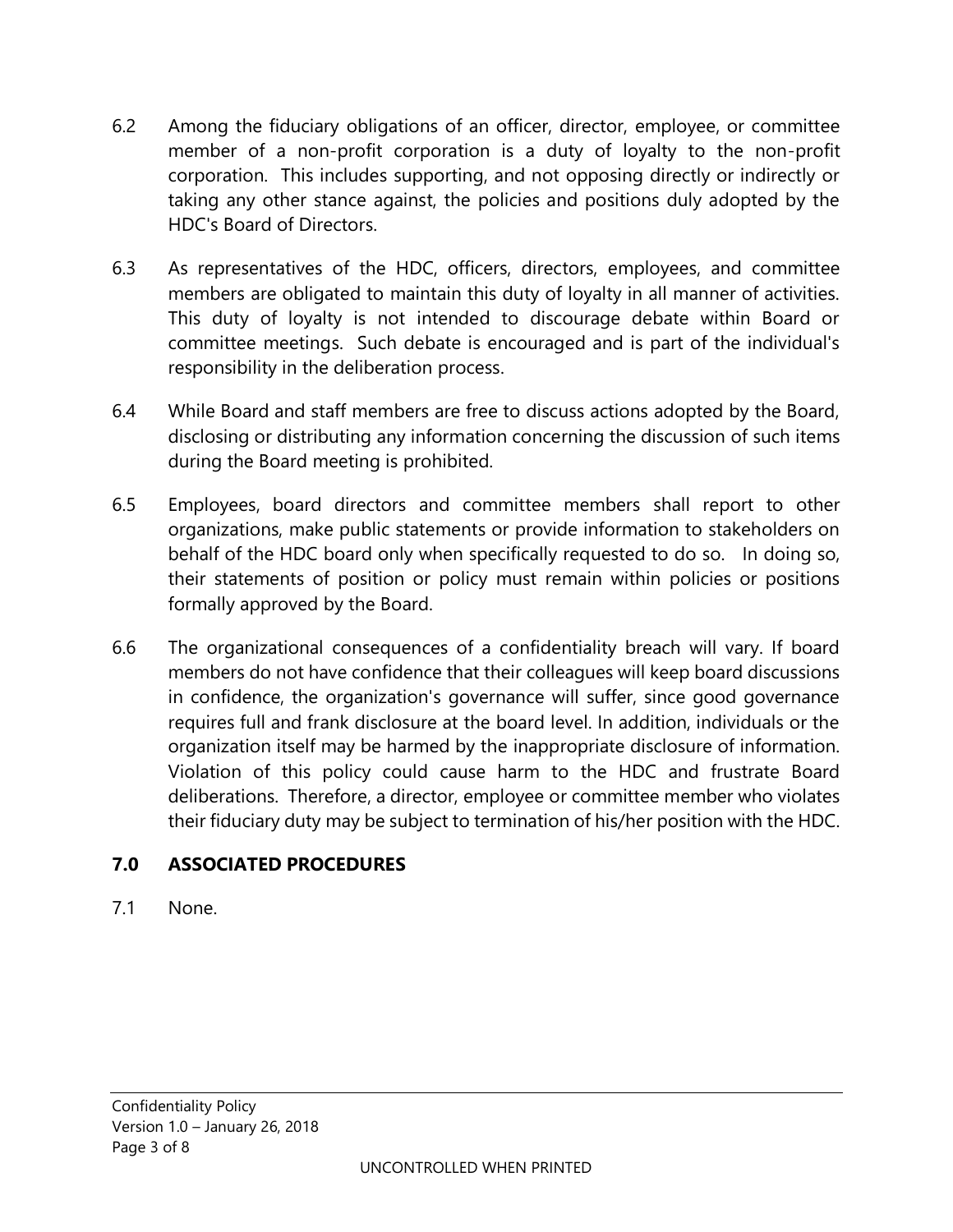6.2 Among the fiduciary obligations of an officer, director, employee, or committee member of a non-profit corporation is a duty of loyalty to the non-profit corporation. This includes supporting, and not opposing directly or indirectly or taking any other stance against, the policies and positions duly adopted by the HDC's Board of Directors.

6.3 As representatives of the HDC, officers, directors, employees, and committee members are obligated to maintain this duty of loyalty in all manner of activities. This duty of loyalty is not intended to discourage debate within Board or committee meetings. Such debate is encouraged and is part of the individual's responsibility in the deliberation process.

6.4 While Board and staff members are free to discuss actions adopted by the Board, disclosing or distributing any information concerning the discussion of such items during the Board meeting is prohibited.

6.5 Employees, board directors and committee members shall report to other organizations, make public statements or provide information to stakeholders on behalf of the HDC board only when specifically requested to do so. In doing so, their statements of position or policy must remain within policies or positions formally approved by the Board.

6.6 The organizational consequences of a confidentiality breach will vary. If board members do not have confidence that their colleagues will keep board discussions in confidence, the organization's governance will suffer, since good governance requires full and frank disclosure at the board level. In addition, individuals or the organization itself may be harmed by the inappropriate disclosure of information. Violation of this policy could cause harm to the HDC and frustrate Board deliberations. Therefore, a director, employee or committee member who violates their fiduciary duty may be subject to termination of his/her position with the HDC.

## 7.0 ASSOCIATED PROCEDURES

7.1 None.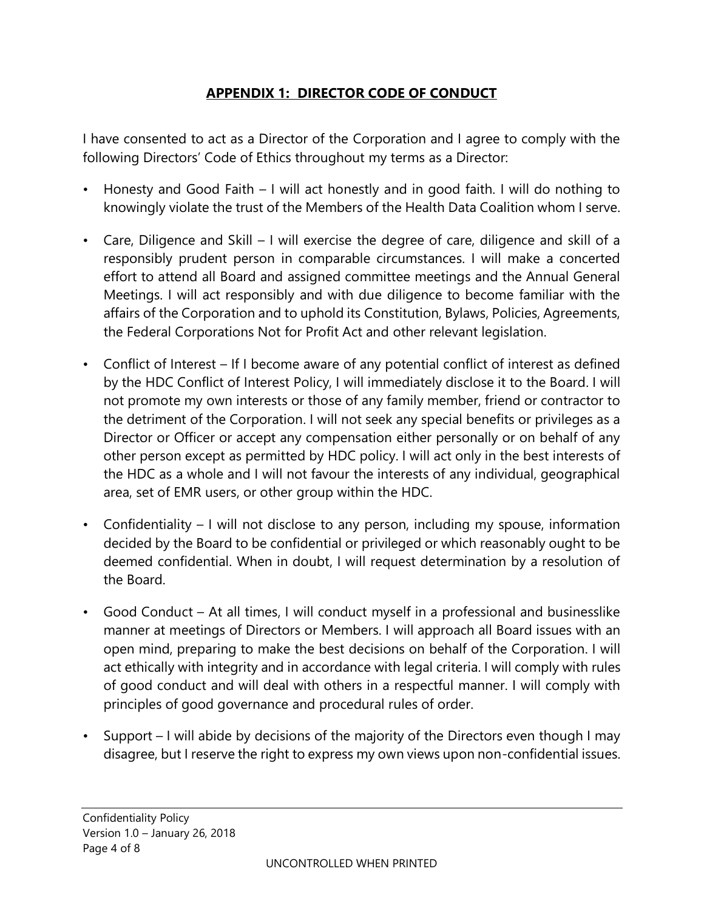## **APPENDIX 1: DIRECTOR CODE OF CONDUCT**

I have consented to act as a Director of the Corporation and I agree to comply with the following Directors' Code of Ethics throughout my terms as a Director:

- Honesty and Good Faith – I will act honestly and in good faith. I will do nothing to knowingly violate the trust of the Members of the Health Data Coalition whom I serve.
- Care, Diligence and Skill – I will exercise the degree of care, diligence and skill of a responsibly prudent person in comparable circumstances. I will make a concerted effort to attend all Board and assigned committee meetings and the Annual General Meetings. I will act responsibly and with due diligence to become familiar with the affairs of the Corporation and to uphold its Constitution, Bylaws, Policies, Agreements, the Federal Corporations Not for Profit Act and other relevant legislation.
- Conflict of Interest – If I become aware of any potential conflict of interest as defined by the HDC Conflict of Interest Policy, I will immediately disclose it to the Board. I will not promote my own interests or those of any family member, friend or contractor to the detriment of the Corporation. I will not seek any special benefits or privileges as a Director or Officer or accept any compensation either personally or on behalf of any other person except as permitted by HDC policy. I will act only in the best interests of the HDC as a whole and I will not favour the interests of any individual, geographical area, set of EMR users, or other group within the HDC.
- Confidentiality – I will not disclose to any person, including my spouse, information decided by the Board to be confidential or privileged or which reasonably ought to be deemed confidential. When in doubt, I will request determination by a resolution of the Board.
- Good Conduct – At all times, I will conduct myself in a professional and businesslike manner at meetings of Directors or Members. I will approach all Board issues with an open mind, preparing to make the best decisions on behalf of the Corporation. I will act ethically with integrity and in accordance with legal criteria. I will comply with rules of good conduct and will deal with others in a respectful manner. I will comply with principles of good governance and procedural rules of order.
- Support – I will abide by decisions of the majority of the Directors even though I may disagree, but I reserve the right to express my own views upon non-confidential issues.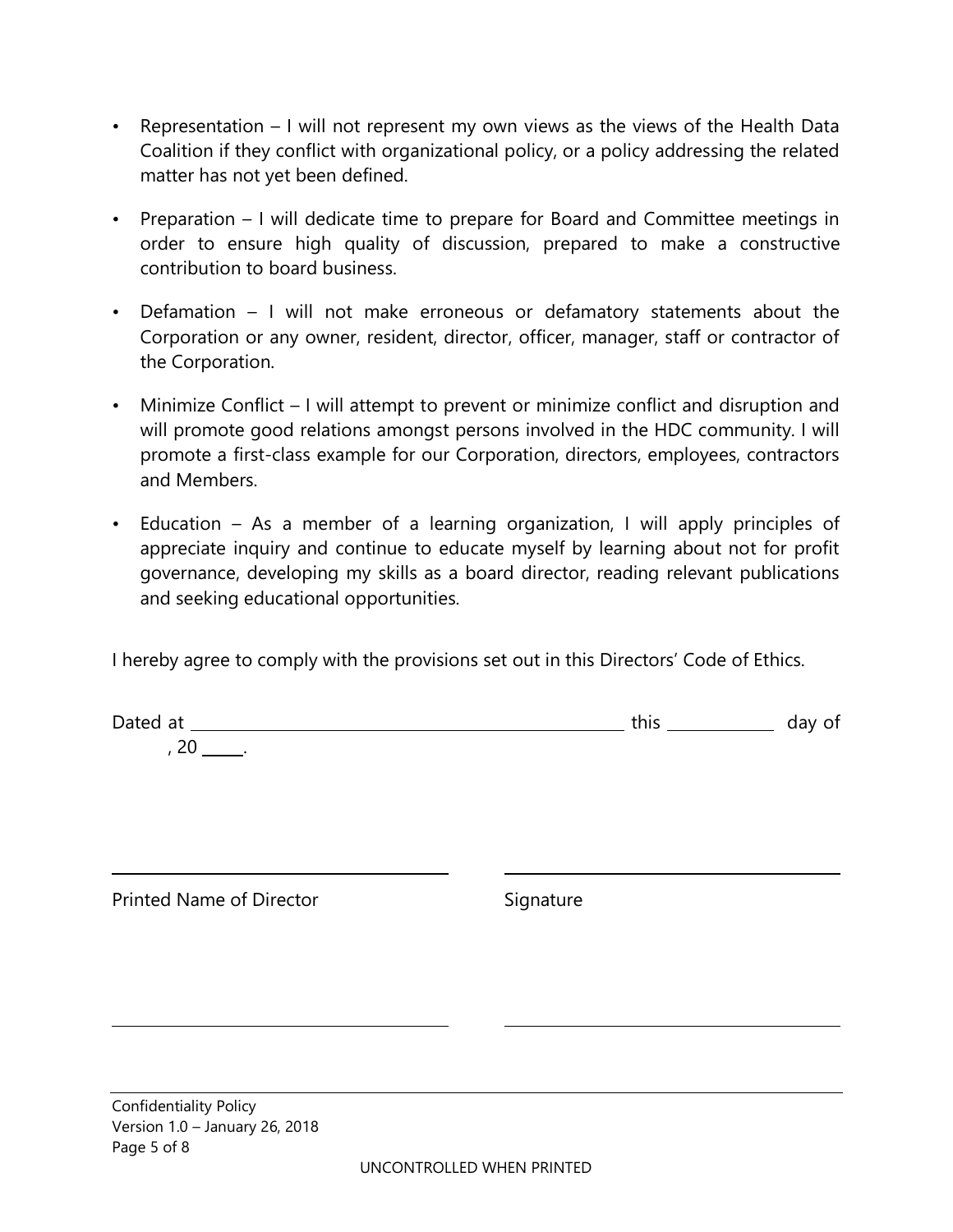- Representation – I will not represent my own views as the views of the Health Data Coalition if they conflict with organizational policy, or a policy addressing the related matter has not yet been defined.

- Preparation – I will dedicate time to prepare for Board and Committee meetings in order to ensure high quality of discussion, prepared to make a constructive contribution to board business.

- Defamation – I will not make erroneous or defamatory statements about the Corporation or any owner, resident, director, officer, manager, staff or contractor of the Corporation.

- Minimize Conflict – I will attempt to prevent or minimize conflict and disruption and will promote good relations amongst persons involved in the HDC community. I will promote a first-class example for our Corporation, directors, employees, contractors and Members.

- Education – As a member of a learning organization, I will apply principles of appreciate inquiry and continue to educate myself by learning about not for profit governance, developing my skills as a board director, reading relevant publications and seeking educational opportunities.

I hereby agree to comply with the provisions set out in this Directors' Code of Ethics.

Dated at ______________________________ this __________ day of __________, 20 _____.

______________________________ ______________________________

Printed Name of Director Signature

______________________________ ______________________________

Confidentiality Policy
Version 1.0 – January 26, 2018

UNCONTROLLED WHEN PRINTED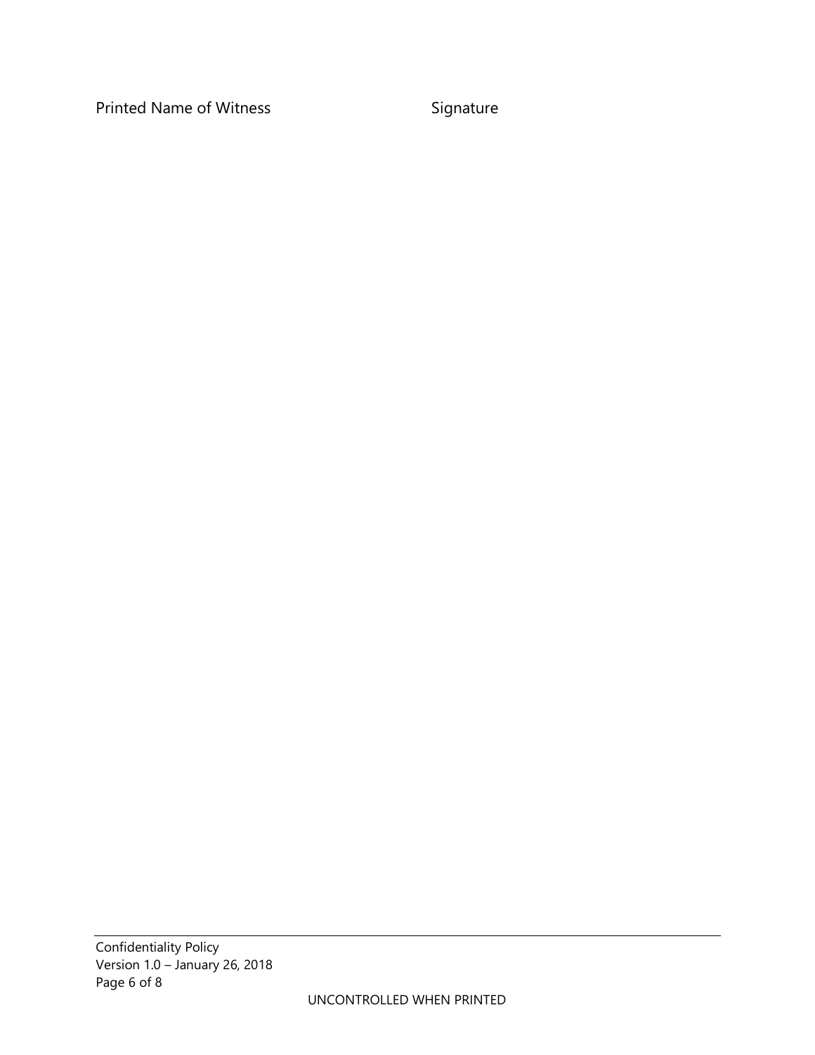Printed Name of Witness Signature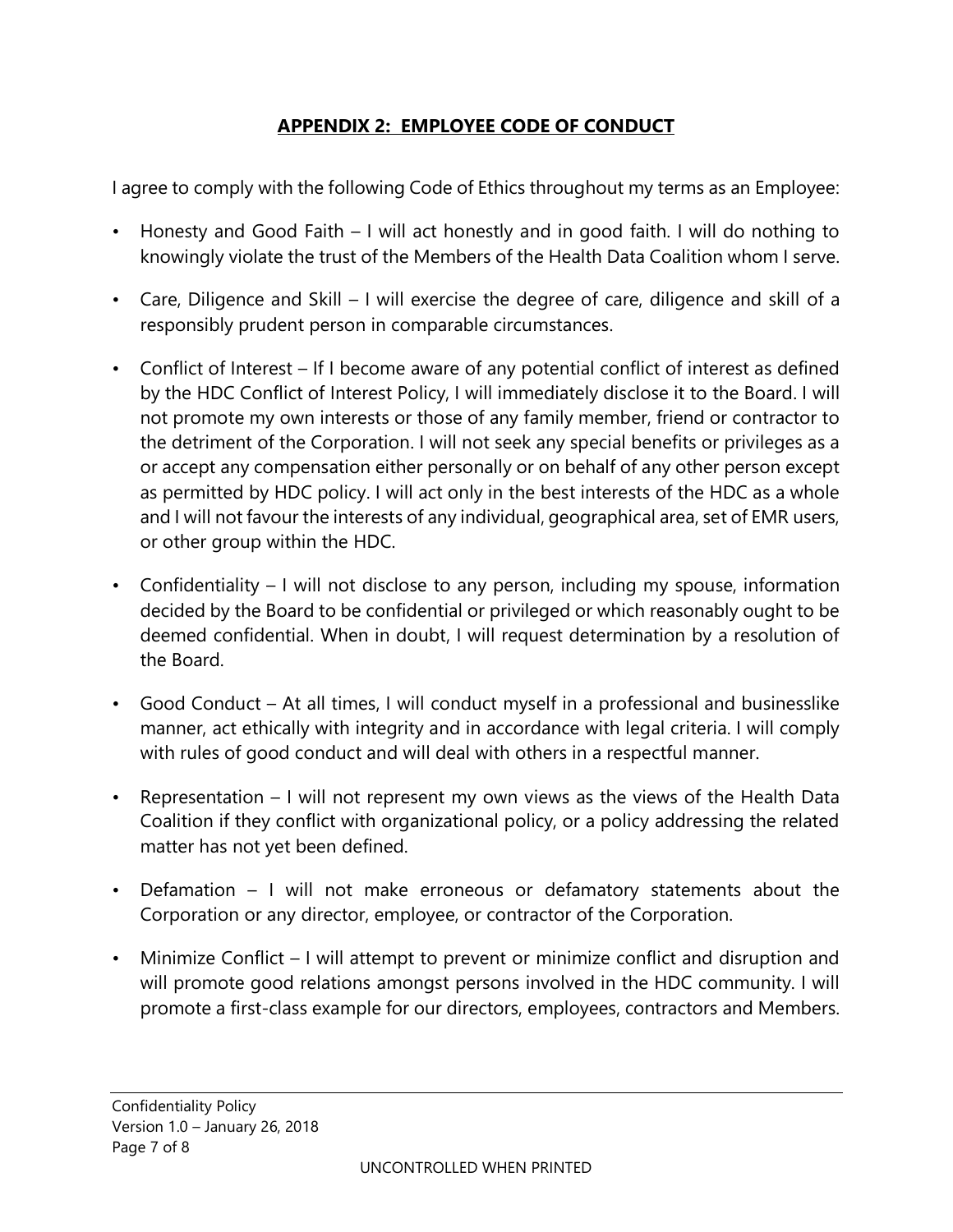## APPENDIX 2: EMPLOYEE CODE OF CONDUCT

I agree to comply with the following Code of Ethics throughout my terms as an Employee:

- Honesty and Good Faith – I will act honestly and in good faith. I will do nothing to knowingly violate the trust of the Members of the Health Data Coalition whom I serve.
- Care, Diligence and Skill – I will exercise the degree of care, diligence and skill of a responsibly prudent person in comparable circumstances.
- Conflict of Interest – If I become aware of any potential conflict of interest as defined by the HDC Conflict of Interest Policy, I will immediately disclose it to the Board. I will not promote my own interests or those of any family member, friend or contractor to the detriment of the Corporation. I will not seek any special benefits or privileges as a or accept any compensation either personally or on behalf of any other person except as permitted by HDC policy. I will act only in the best interests of the HDC as a whole and I will not favour the interests of any individual, geographical area, set of EMR users, or other group within the HDC.
- Confidentiality – I will not disclose to any person, including my spouse, information decided by the Board to be confidential or privileged or which reasonably ought to be deemed confidential. When in doubt, I will request determination by a resolution of the Board.
- Good Conduct – At all times, I will conduct myself in a professional and businesslike manner, act ethically with integrity and in accordance with legal criteria. I will comply with rules of good conduct and will deal with others in a respectful manner.
- Representation – I will not represent my own views as the views of the Health Data Coalition if they conflict with organizational policy, or a policy addressing the related matter has not yet been defined.
- Defamation – I will not make erroneous or defamatory statements about the Corporation or any director, employee, or contractor of the Corporation.
- Minimize Conflict – I will attempt to prevent or minimize conflict and disruption and will promote good relations amongst persons involved in the HDC community. I will promote a first-class example for our directors, employees, contractors and Members.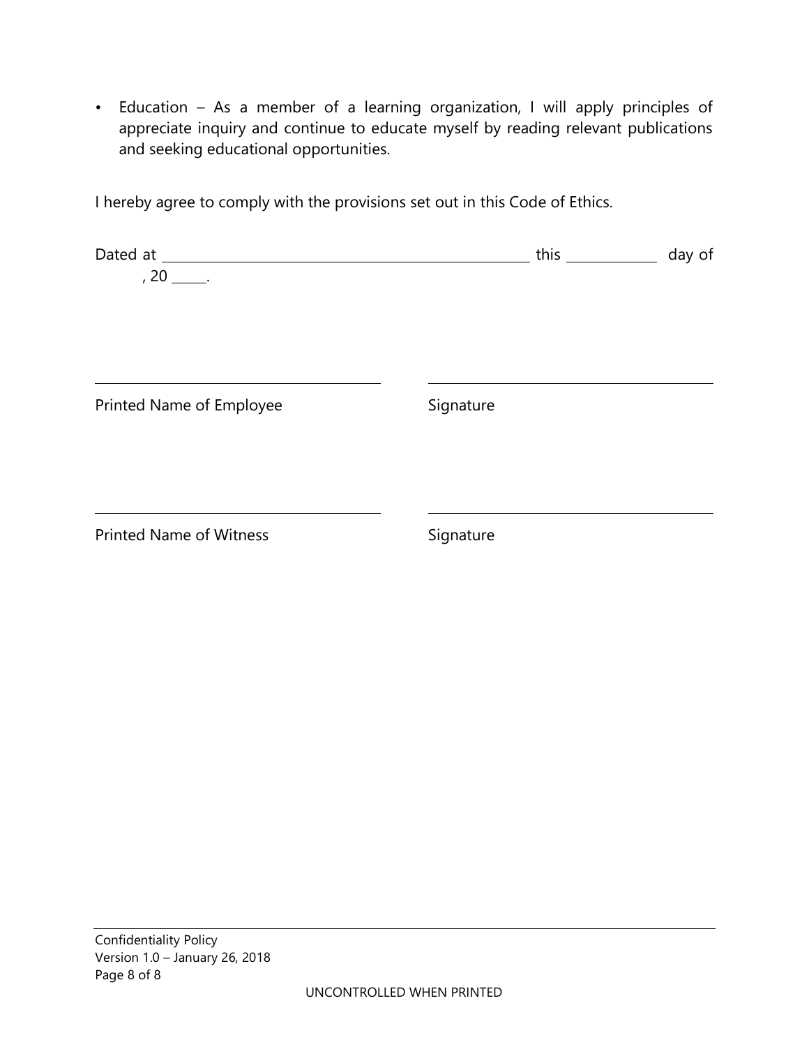- Education – As a member of a learning organization, I will apply principles of appreciate inquiry and continue to educate myself by reading relevant publications and seeking educational opportunities.

I hereby agree to comply with the provisions set out in this Code of Ethics.

Dated at \_\_\_\_\_\_\_\_\_\_\_\_\_\_\_\_\_\_\_\_\_\_\_\_\_\_\_\_\_\_\_\_\_\_\_\_ this \_\_\_\_\_\_\_\_\_ day of \_\_\_\_\_\_\_\_\_\_, 20 \_\_\_\_\_.

| | |
|---|---|
| \_\_\_\_\_\_\_\_\_\_\_\_\_\_\_\_\_\_\_\_\_\_\_\_\_\_\_\_\_\_ | \_\_\_\_\_\_\_\_\_\_\_\_\_\_\_\_\_\_\_\_\_\_\_\_\_\_\_\_\_\_ |
| Printed Name of Employee | Signature |
| \_\_\_\_\_\_\_\_\_\_\_\_\_\_\_\_\_\_\_\_\_\_\_\_\_\_\_\_\_\_ | \_\_\_\_\_\_\_\_\_\_\_\_\_\_\_\_\_\_\_\_\_\_\_\_\_\_\_\_\_\_ |
| Printed Name of Witness | Signature |